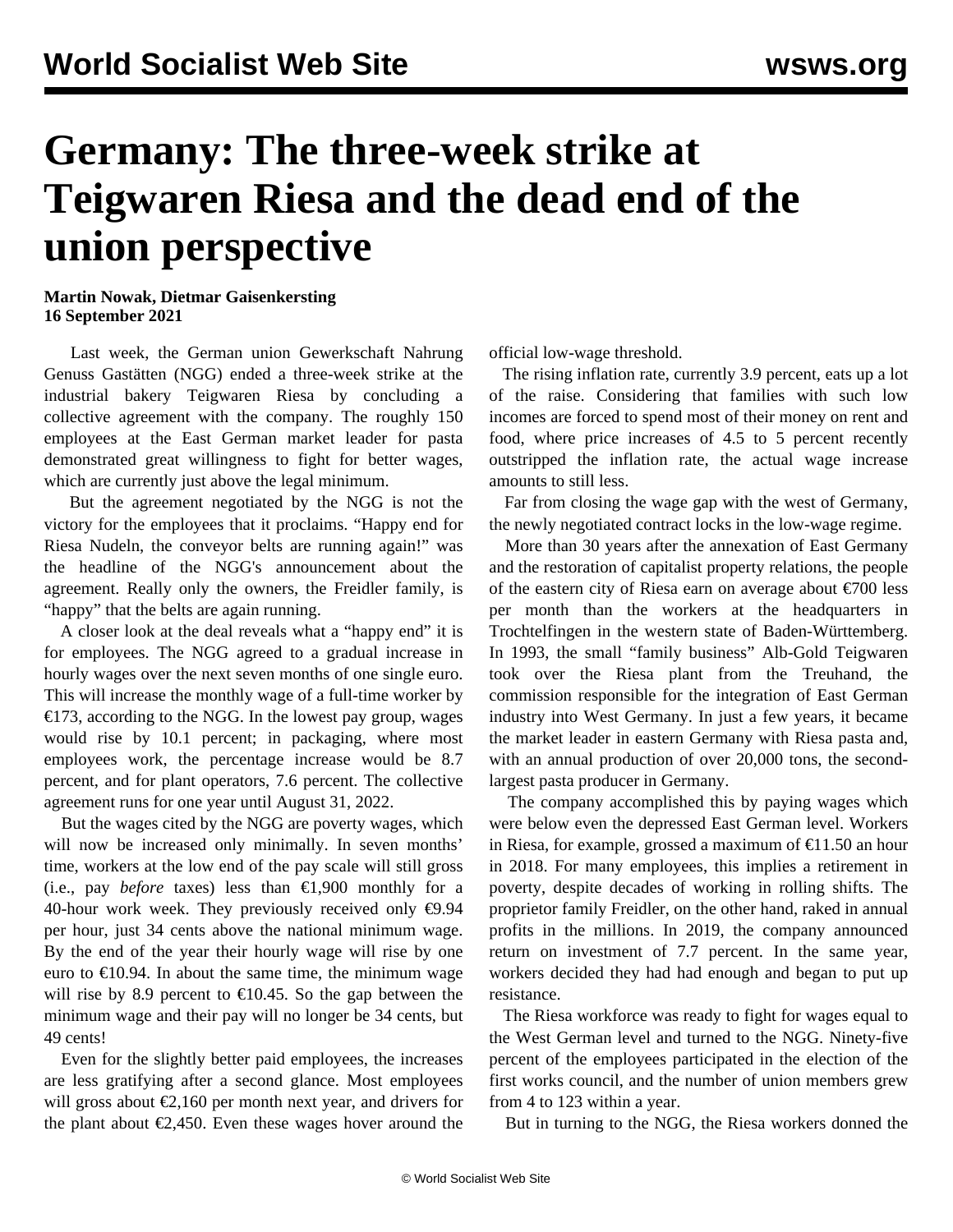# Germany: The three-week strike at Teigwaren Riesa and the dead end of the union perspective

**Martin Nowak, Dietmar Gaisenkersting**
**16 September 2021**

Last week, the German union Gewerkschaft Nahrung Genuss Gaststätten (NGG) ended a three-week strike at the industrial bakery Teigwaren Riesa by concluding a collective agreement with the company. The roughly 150 employees at the East German market leader for pasta demonstrated great willingness to fight for better wages, which are currently just above the legal minimum.

But the agreement negotiated by the NGG is not the victory for the employees that it proclaims. "Happy end for Riesa Nudeln, the conveyor belts are running again!" was the headline of the NGG's announcement about the agreement. Really only the owners, the Freidler family, is "happy" that the belts are again running.

A closer look at the deal reveals what a "happy end" it is for employees. The NGG agreed to a gradual increase in hourly wages over the next seven months of one single euro. This will increase the monthly wage of a full-time worker by €173, according to the NGG. In the lowest pay group, wages would rise by 10.1 percent; in packaging, where most employees work, the percentage increase would be 8.7 percent, and for plant operators, 7.6 percent. The collective agreement runs for one year until August 31, 2022.

But the wages cited by the NGG are poverty wages, which will now be increased only minimally. In seven months' time, workers at the low end of the pay scale will still gross (i.e., pay *before* taxes) less than €1,900 monthly for a 40-hour work week. They previously received only €9.94 per hour, just 34 cents above the national minimum wage. By the end of the year their hourly wage will rise by one euro to €10.94. In about the same time, the minimum wage will rise by 8.9 percent to €10.45. So the gap between the minimum wage and their pay will no longer be 34 cents, but 49 cents!

Even for the slightly better paid employees, the increases are less gratifying after a second glance. Most employees will gross about €2,160 per month next year, and drivers for the plant about €2,450. Even these wages hover around the official low-wage threshold.

The rising inflation rate, currently 3.9 percent, eats up a lot of the raise. Considering that families with such low incomes are forced to spend most of their money on rent and food, where price increases of 4.5 to 5 percent recently outstripped the inflation rate, the actual wage increase amounts to still less.

Far from closing the wage gap with the west of Germany, the newly negotiated contract locks in the low-wage regime.

More than 30 years after the annexation of East Germany and the restoration of capitalist property relations, the people of the eastern city of Riesa earn on average about €700 less per month than the workers at the headquarters in Trochtelfingen in the western state of Baden-Württemberg. In 1993, the small "family business" Alb-Gold Teigwaren took over the Riesa plant from the Treuhand, the commission responsible for the integration of East German industry into West Germany. In just a few years, it became the market leader in eastern Germany with Riesa pasta and, with an annual production of over 20,000 tons, the second-largest pasta producer in Germany.

The company accomplished this by paying wages which were below even the depressed East German level. Workers in Riesa, for example, grossed a maximum of €11.50 an hour in 2018. For many employees, this implies a retirement in poverty, despite decades of working in rolling shifts. The proprietor family Freidler, on the other hand, raked in annual profits in the millions. In 2019, the company announced return on investment of 7.7 percent. In the same year, workers decided they had had enough and began to put up resistance.

The Riesa workforce was ready to fight for wages equal to the West German level and turned to the NGG. Ninety-five percent of the employees participated in the election of the first works council, and the number of union members grew from 4 to 123 within a year.

But in turning to the NGG, the Riesa workers donned the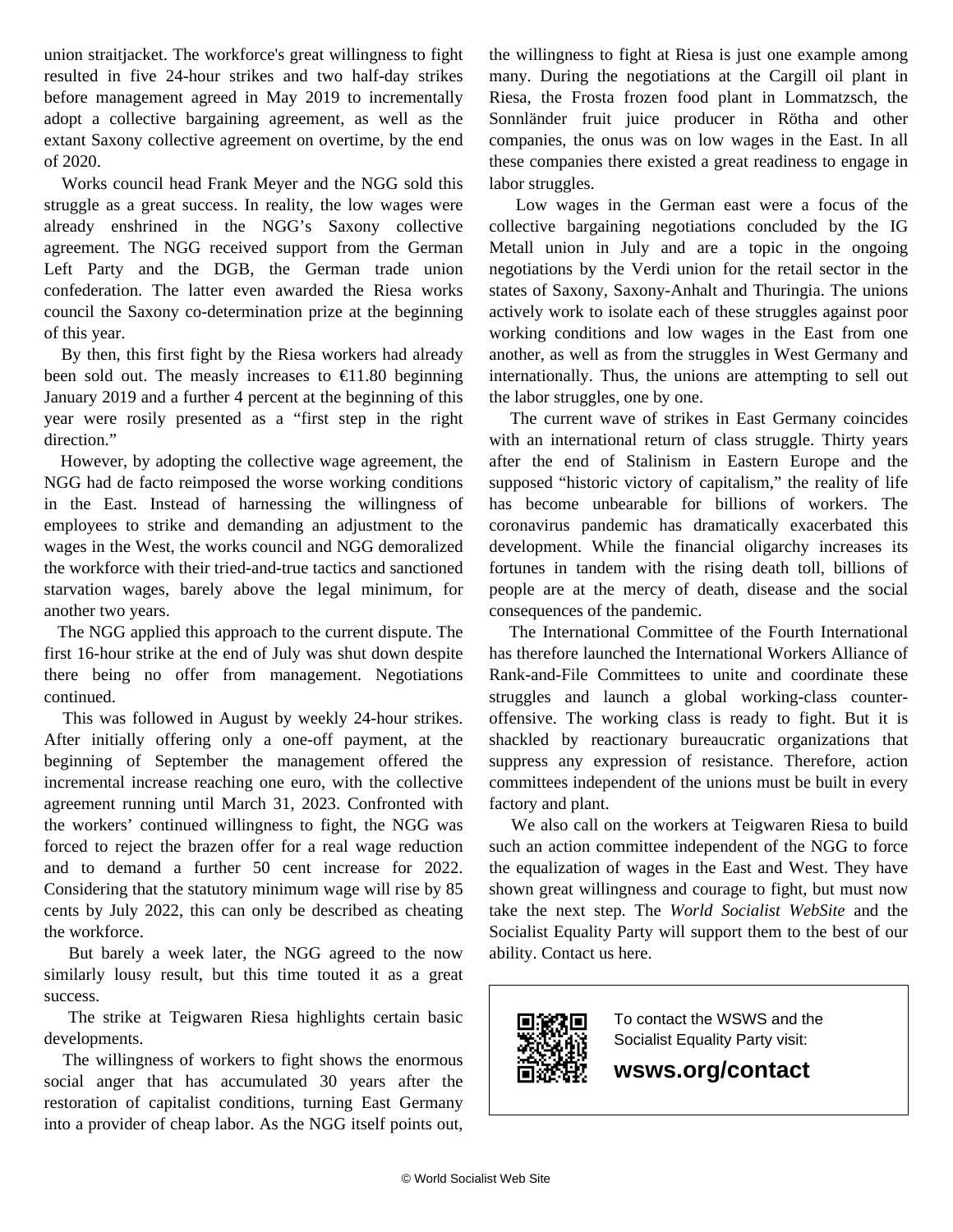union straitjacket. The workforce's great willingness to fight resulted in five 24-hour strikes and two half-day strikes before management agreed in May 2019 to incrementally adopt a collective bargaining agreement, as well as the extant Saxony collective agreement on overtime, by the end of 2020.

Works council head Frank Meyer and the NGG sold this struggle as a great success. In reality, the low wages were already enshrined in the NGG's Saxony collective agreement. The NGG received support from the German Left Party and the DGB, the German trade union confederation. The latter even awarded the Riesa works council the Saxony co-determination prize at the beginning of this year.

By then, this first fight by the Riesa workers had already been sold out. The measly increases to €11.80 beginning January 2019 and a further 4 percent at the beginning of this year were rosily presented as a "first step in the right direction."

However, by adopting the collective wage agreement, the NGG had de facto reimposed the worse working conditions in the East. Instead of harnessing the willingness of employees to strike and demanding an adjustment to the wages in the West, the works council and NGG demoralized the workforce with their tried-and-true tactics and sanctioned starvation wages, barely above the legal minimum, for another two years.

The NGG applied this approach to the current dispute. The first 16-hour strike at the end of July was shut down despite there being no offer from management. Negotiations continued.

This was followed in August by weekly 24-hour strikes. After initially offering only a one-off payment, at the beginning of September the management offered the incremental increase reaching one euro, with the collective agreement running until March 31, 2023. Confronted with the workers' continued willingness to fight, the NGG was forced to reject the brazen offer for a real wage reduction and to demand a further 50 cent increase for 2022. Considering that the statutory minimum wage will rise by 85 cents by July 2022, this can only be described as cheating the workforce.

But barely a week later, the NGG agreed to the now similarly lousy result, but this time touted it as a great success.

The strike at Teigwaren Riesa highlights certain basic developments.

The willingness of workers to fight shows the enormous social anger that has accumulated 30 years after the restoration of capitalist conditions, turning East Germany into a provider of cheap labor. As the NGG itself points out, the willingness to fight at Riesa is just one example among many. During the negotiations at the Cargill oil plant in Riesa, the Frosta frozen food plant in Lommatzsch, the Sonnländer fruit juice producer in Rötha and other companies, the onus was on low wages in the East. In all these companies there existed a great readiness to engage in labor struggles.

Low wages in the German east were a focus of the collective bargaining negotiations concluded by the IG Metall union in July and are a topic in the ongoing negotiations by the Verdi union for the retail sector in the states of Saxony, Saxony-Anhalt and Thuringia. The unions actively work to isolate each of these struggles against poor working conditions and low wages in the East from one another, as well as from the struggles in West Germany and internationally. Thus, the unions are attempting to sell out the labor struggles, one by one.

The current wave of strikes in East Germany coincides with an international return of class struggle. Thirty years after the end of Stalinism in Eastern Europe and the supposed "historic victory of capitalism," the reality of life has become unbearable for billions of workers. The coronavirus pandemic has dramatically exacerbated this development. While the financial oligarchy increases its fortunes in tandem with the rising death toll, billions of people are at the mercy of death, disease and the social consequences of the pandemic.

The International Committee of the Fourth International has therefore launched the International Workers Alliance of Rank-and-File Committees to unite and coordinate these struggles and launch a global working-class counter-offensive. The working class is ready to fight. But it is shackled by reactionary bureaucratic organizations that suppress any expression of resistance. Therefore, action committees independent of the unions must be built in every factory and plant.

We also call on the workers at Teigwaren Riesa to build such an action committee independent of the NGG to force the equalization of wages in the East and West. They have shown great willingness and courage to fight, but must now take the next step. The *World Socialist WebSite* and the Socialist Equality Party will support them to the best of our ability. Contact us here.

To contact the WSWS and the Socialist Equality Party visit:

**wsws.org/contact**